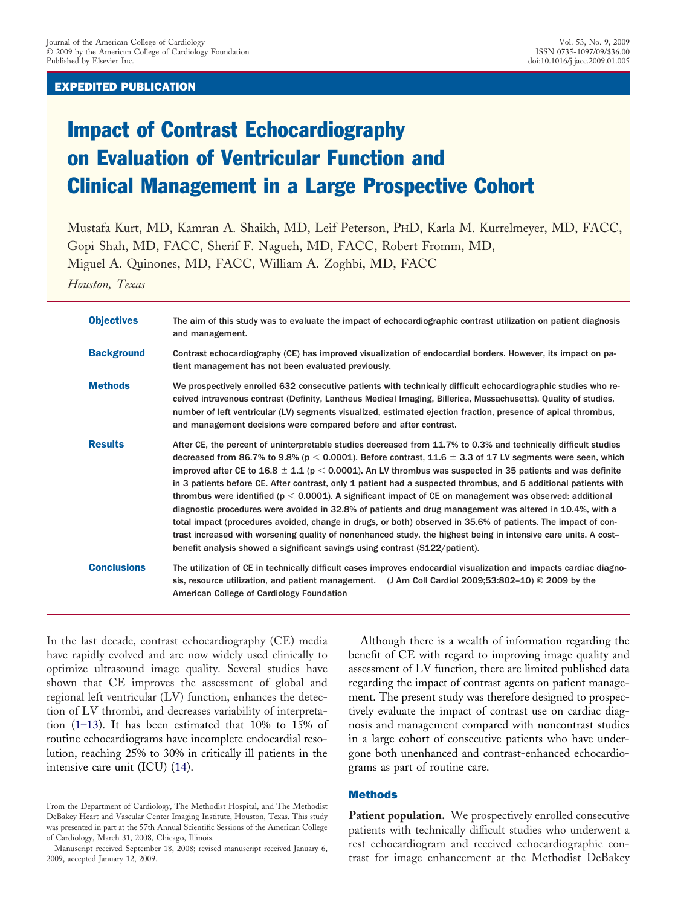EXPEDITED PUBLICATION

# Impact of Contrast Echocardiography on Evaluation of Ventricular Function and Clinical Management in a Large Prospective Cohort

Mustafa Kurt, MD, Kamran A. Shaikh, MD, Leif Peterson, PhD, Karla M. Kurrelmeyer, MD, FACC, Gopi Shah, MD, FACC, Sherif F. Nagueh, MD, FACC, Robert Fromm, MD, Miguel A. Quinones, MD, FACC, William A. Zoghbi, MD, FACC

*Houston, Texas*

**Objectives** The aim of this study was to evaluate the impact of echocardiographic contrast utilization on patient diagnosis and management.

**Background** Contrast echocardiography (CE) has improved visualization of endocardial borders. However, its impact on patient management has not been evaluated previously.

**Methods** We prospectively enrolled 632 consecutive patients with technically difficult echocardiographic studies who received intravenous contrast (Definity, Lantheus Medical Imaging, Billerica, Massachusetts). Quality of studies, number of left ventricular (LV) segments visualized, estimated ejection fraction, presence of apical thrombus, and management decisions were compared before and after contrast.

**Results** After CE, the percent of uninterpretable studies decreased from 11.7% to 0.3% and technically difficult studies decreased from 86.7% to 9.8% ($p < 0.0001$). Before contrast, $11.6 \pm 3.3$ of 17 LV segments were seen, which improved after CE to $16.8 \pm 1.1$ ($p < 0.0001$). An LV thrombus was suspected in 35 patients and was definite in 3 patients before CE. After contrast, only 1 patient had a suspected thrombus, and 5 additional patients with thrombus were identified ($p < 0.0001$). A significant impact of CE on management was observed: additional diagnostic procedures were avoided in 32.8% of patients and drug management was altered in 10.4%, with a total impact (procedures avoided, change in drugs, or both) observed in 35.6% of patients. The impact of contrast increased with worsening quality of nonenhanced study, the highest being in intensive care units. A cost–benefit analysis showed a significant savings using contrast ($122/patient).

**Conclusions** The utilization of CE in technically difficult cases improves endocardial visualization and impacts cardiac diagnosis, resource utilization, and patient management. (J Am Coll Cardiol 2009;53:802–10) © 2009 by the American College of Cardiology Foundation

In the last decade, contrast echocardiography (CE) media have rapidly evolved and are now widely used clinically to optimize ultrasound image quality. Several studies have shown that CE improves the assessment of global and regional left ventricular (LV) function, enhances the detection of LV thrombi, and decreases variability of interpretation (1–13). It has been estimated that 10% to 15% of routine echocardiograms have incomplete endocardial resolution, reaching 25% to 30% in critically ill patients in the intensive care unit (ICU) (14).

Although there is a wealth of information regarding the benefit of CE with regard to improving image quality and assessment of LV function, there are limited published data regarding the impact of contrast agents on patient management. The present study was therefore designed to prospectively evaluate the impact of contrast use on cardiac diagnosis and management compared with noncontrast studies in a large cohort of consecutive patients who have undergone both unenhanced and contrast-enhanced echocardiograms as part of routine care.

## Methods

**Patient population.** We prospectively enrolled consecutive patients with technically difficult studies who underwent a rest echocardiogram and received echocardiographic contrast for image enhancement at the Methodist DeBakey

From the Department of Cardiology, The Methodist Hospital, and The Methodist DeBakey Heart and Vascular Center Imaging Institute, Houston, Texas. This study was presented in part at the 57th Annual Scientific Sessions of the American College of Cardiology, March 31, 2008, Chicago, Illinois.

Manuscript received September 18, 2008; revised manuscript received January 6, 2009, accepted January 12, 2009.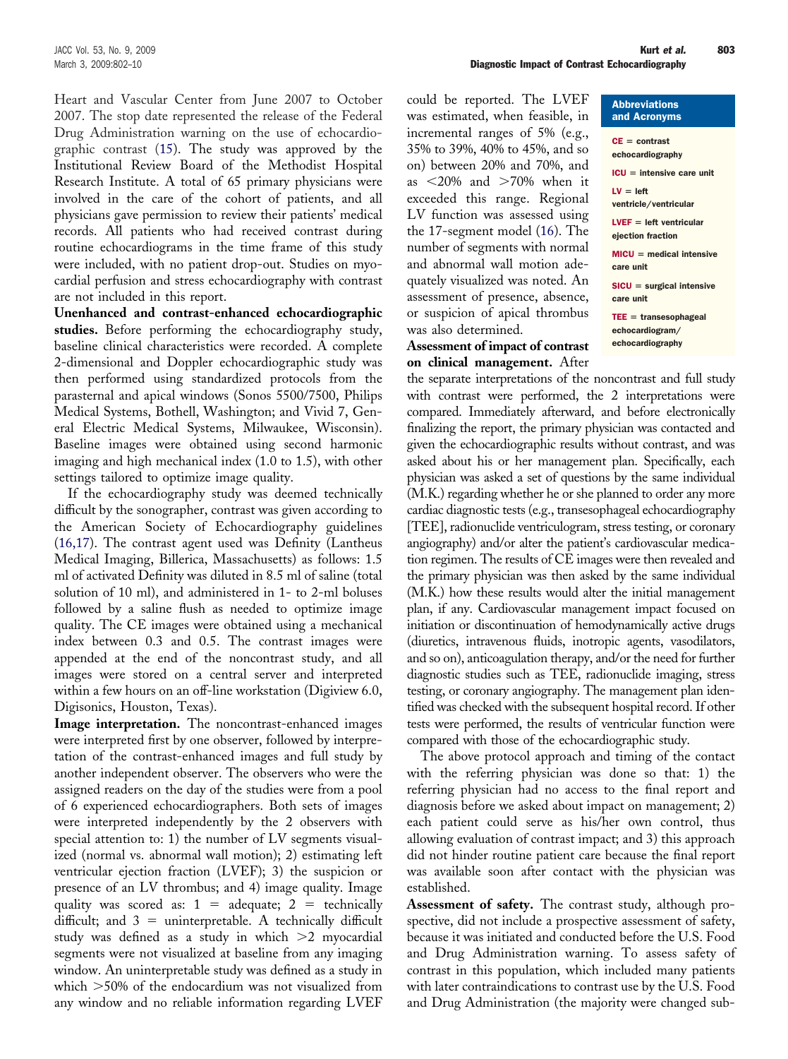Heart and Vascular Center from June 2007 to October 2007. The stop date represented the release of the Federal Drug Administration warning on the use of echocardiographic contrast (15). The study was approved by the Institutional Review Board of the Methodist Hospital Research Institute. A total of 65 primary physicians were involved in the care of the cohort of patients, and all physicians gave permission to review their patients' medical records. All patients who had received contrast during routine echocardiograms in the time frame of this study were included, with no patient drop-out. Studies on myocardial perfusion and stress echocardiography with contrast are not included in this report.

**Unenhanced and contrast-enhanced echocardiographic studies.** Before performing the echocardiography study, baseline clinical characteristics were recorded. A complete 2-dimensional and Doppler echocardiographic study was then performed using standardized protocols from the parasternal and apical windows (Sonos 5500/7500, Philips Medical Systems, Bothell, Washington; and Vivid 7, General Electric Medical Systems, Milwaukee, Wisconsin). Baseline images were obtained using second harmonic imaging and high mechanical index (1.0 to 1.5), with other settings tailored to optimize image quality.

If the echocardiography study was deemed technically difficult by the sonographer, contrast was given according to the American Society of Echocardiography guidelines (16,17). The contrast agent used was Definity (Lantheus Medical Imaging, Billerica, Massachusetts) as follows: 1.5 ml of activated Definity was diluted in 8.5 ml of saline (total solution of 10 ml), and administered in 1- to 2-ml boluses followed by a saline flush as needed to optimize image quality. The CE images were obtained using a mechanical index between 0.3 and 0.5. The contrast images were appended at the end of the noncontrast study, and all images were stored on a central server and interpreted within a few hours on an off-line workstation (Digiview 6.0, Digisonics, Houston, Texas).

**Image interpretation.** The noncontrast-enhanced images were interpreted first by one observer, followed by interpretation of the contrast-enhanced images and full study by another independent observer. The observers who were the assigned readers on the day of the studies were from a pool of 6 experienced echocardiographers. Both sets of images were interpreted independently by the 2 observers with special attention to: 1) the number of LV segments visualized (normal vs. abnormal wall motion); 2) estimating left ventricular ejection fraction (LVEF); 3) the suspicion or presence of an LV thrombus; and 4) image quality. Image quality was scored as: 1 = adequate; 2 = technically difficult; and 3 = uninterpretable. A technically difficult study was defined as a study in which >2 myocardial segments were not visualized at baseline from any imaging window. An uninterpretable study was defined as a study in which >50% of the endocardium was not visualized from any window and no reliable information regarding LVEF could be reported. The LVEF was estimated, when feasible, in incremental ranges of 5% (e.g., 35% to 39%, 40% to 45%, and so on) between 20% and 70%, and as <20% and >70% when it exceeded this range. Regional LV function was assessed using the 17-segment model (16). The number of segments with normal and abnormal wall motion adequately visualized was noted. An assessment of presence, absence, or suspicion of apical thrombus was also determined.

**Assessment of impact of contrast on clinical management.** After the separate interpretations of the noncontrast and full study with contrast were performed, the 2 interpretations were compared. Immediately afterward, and before electronically finalizing the report, the primary physician was contacted and given the echocardiographic results without contrast, and was asked about his or her management plan. Specifically, each physician was asked a set of questions by the same individual (M.K.) regarding whether he or she planned to order any more cardiac diagnostic tests (e.g., transesophageal echocardiography [TEE], radionuclide ventriculogram, stress testing, or coronary angiography) and/or alter the patient's cardiovascular medication regimen. The results of CE images were then revealed and the primary physician was then asked by the same individual (M.K.) how these results would alter the initial management plan, if any. Cardiovascular management impact focused on initiation or discontinuation of hemodynamically active drugs (diuretics, intravenous fluids, inotropic agents, vasodilators, and so on), anticoagulation therapy, and/or the need for further diagnostic studies such as TEE, radionuclide imaging, stress testing, or coronary angiography. The management plan identified was checked with the subsequent hospital record. If other tests were performed, the results of ventricular function were compared with those of the echocardiographic study.

The above protocol approach and timing of the contact with the referring physician was done so that: 1) the referring physician had no access to the final report and diagnosis before we asked about impact on management; 2) each patient could serve as his/her own control, thus allowing evaluation of contrast impact; and 3) this approach did not hinder routine patient care because the final report was available soon after contact with the physician was established.

**Assessment of safety.** The contrast study, although prospective, did not include a prospective assessment of safety, because it was initiated and conducted before the U.S. Food and Drug Administration warning. To assess safety of contrast in this population, which included many patients with later contraindications to contrast use by the U.S. Food and Drug Administration (the majority were changed sub-

**Abbreviations and Acronyms**

CE = contrast echocardiography

ICU = intensive care unit

LV = left ventricle/ventricular

LVEF = left ventricular ejection fraction

MICU = medical intensive care unit

SICU = surgical intensive care unit

TEE = transesophageal echocardiogram/echocardiography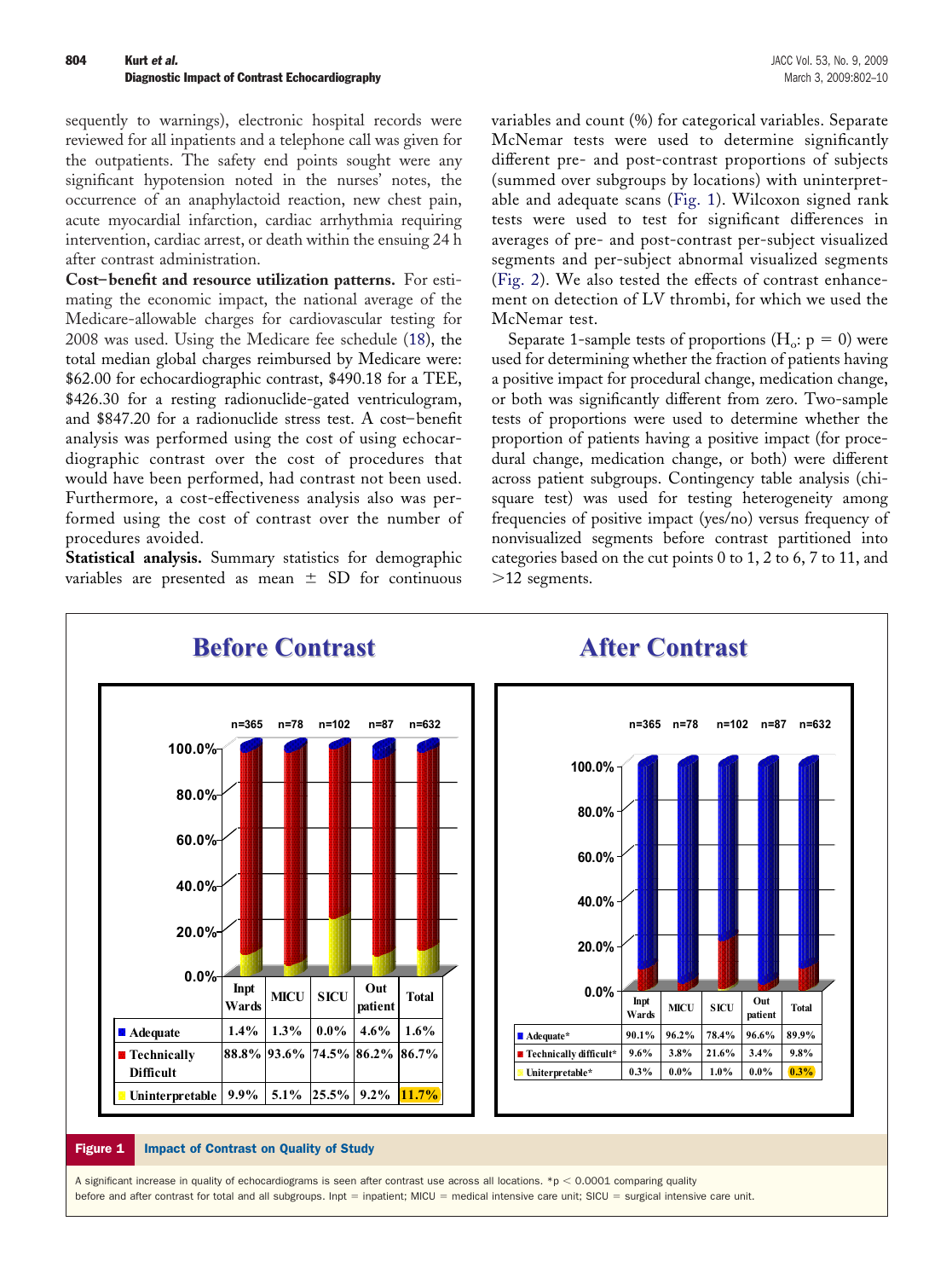sequently to warnings), electronic hospital records were reviewed for all inpatients and a telephone call was given for the outpatients. The safety end points sought were any significant hypotension noted in the nurses' notes, the occurrence of an anaphylactoid reaction, new chest pain, acute myocardial infarction, cardiac arrhythmia requiring intervention, cardiac arrest, or death within the ensuing 24 h after contrast administration.

**Cost–benefit and resource utilization patterns.** For estimating the economic impact, the national average of the Medicare-allowable charges for cardiovascular testing for 2008 was used. Using the Medicare fee schedule (18), the total median global charges reimbursed by Medicare were: \$62.00 for echocardiographic contrast, \$490.18 for a TEE, \$426.30 for a resting radionuclide-gated ventriculogram, and \$847.20 for a radionuclide stress test. A cost–benefit analysis was performed using the cost of using echocardiographic contrast over the cost of procedures that would have been performed, had contrast not been used. Furthermore, a cost-effectiveness analysis also was performed using the cost of contrast over the number of procedures avoided.

**Statistical analysis.** Summary statistics for demographic variables are presented as mean ± SD for continuous variables and count (%) for categorical variables. Separate McNemar tests were used to determine significantly different pre- and post-contrast proportions of subjects (summed over subgroups by locations) with uninterpretable and adequate scans (Fig. 1). Wilcoxon signed rank tests were used to test for significant differences in averages of pre- and post-contrast per-subject visualized segments and per-subject abnormal visualized segments (Fig. 2). We also tested the effects of contrast enhancement on detection of LV thrombi, for which we used the McNemar test.

Separate 1-sample tests of proportions ($H_o$: $p = 0$) were used for determining whether the fraction of patients having a positive impact for procedural change, medication change, or both was significantly different from zero. Two-sample tests of proportions were used to determine whether the proportion of patients having a positive impact (for procedural change, medication change, or both) were different across patient subgroups. Contingency table analysis (chi-square test) was used for testing heterogeneity among frequencies of positive impact (yes/no) versus frequency of nonvisualized segments before contrast partitioned into categories based on the cut points 0 to 1, 2 to 6, 7 to 11, and >12 segments.

Before Contrast

n=365 n=78 n=102 n=87 n=632

100.0% 80.0% 60.0% 40.0% 20.0% 0.0%

Inpt Wards | MICU | SICU | Out patient | Total

Adequate: 1.4% | 1.3% | 0.0% | 4.6% | 1.6%

Technically Difficult: 88.8% | 93.6% | 74.5% | 86.2% | 86.7%

Uninterpretable: 9.9% | 5.1% | 25.5% | 9.2% | 11.7%

After Contrast

n=365 n=78 n=102 n=87 n=632

100.0% 80.0% 60.0% 40.0% 20.0% 0.0%

Inpt Wards | MICU | SICU | Out patient | Total

Adequate*: 90.1% | 96.2% | 78.4% | 96.6% | 89.9%

Technically difficult*: 9.6% | 3.8% | 21.6% | 3.4% | 9.8%

Uniterpretable*: 0.3% | 0.0% | 1.0% | 0.0% | 0.3%

**Figure 1** **Impact of Contrast on Quality of Study**

A significant increase in quality of echocardiograms is seen after contrast use across all locations. *$p < 0.0001$ comparing quality before and after contrast for total and all subgroups. Inpt = inpatient; MICU = medical intensive care unit; SICU = surgical intensive care unit.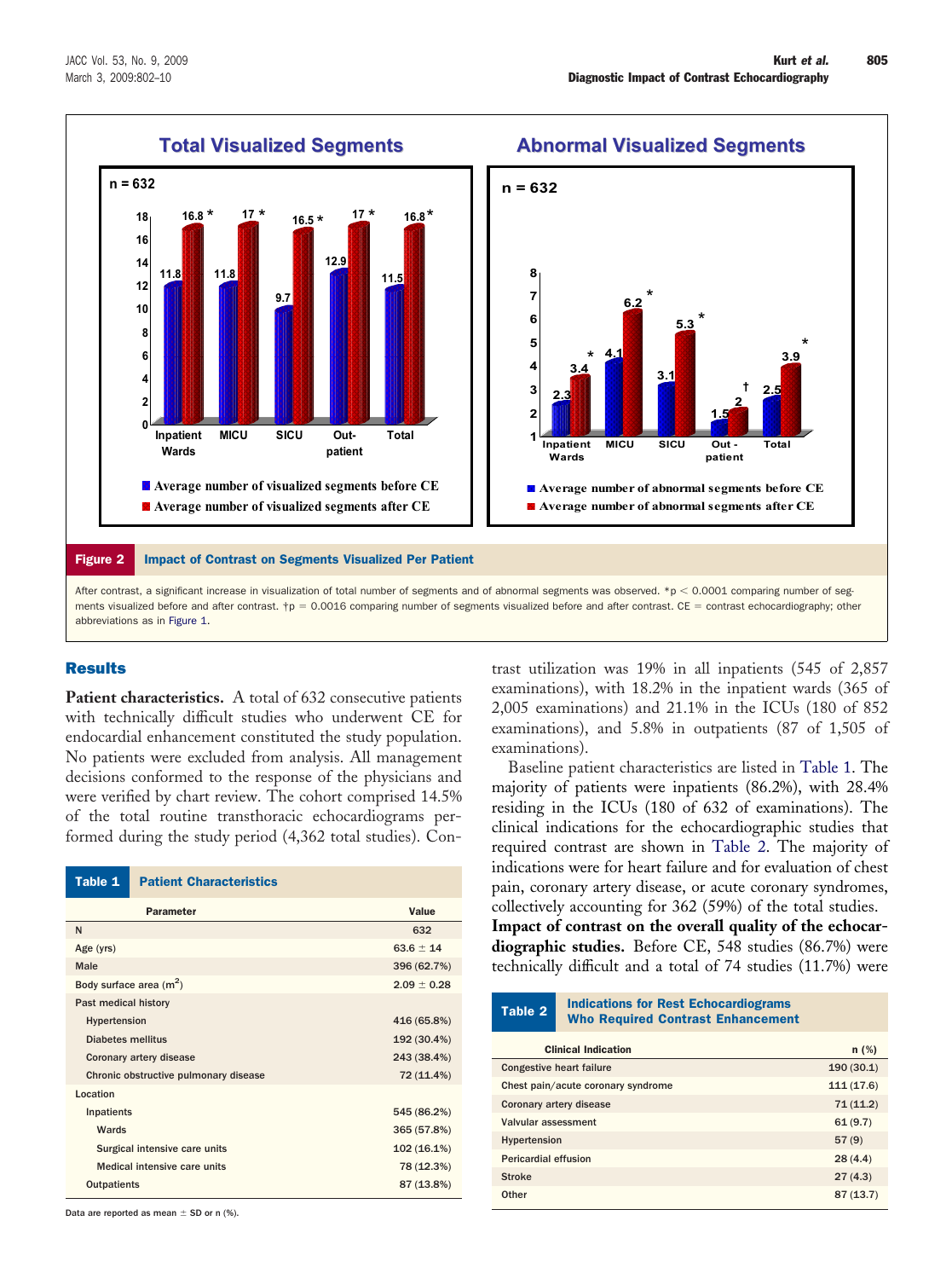Total Visualized Segments

n = 632

18
16
14
12
10
8
6
4
2
0

11.8 16.8 *
11.8 17 *
9.7 16.5 *
12.9 17 *
11.5 16.8 *

Inpatient Wards
MICU
SICU
Out-patient
Total

Average number of visualized segments before CE
Average number of visualized segments after CE

Abnormal Visualized Segments

n = 632

8
7
6
5
4
3
2
1

2.3 3.4 *
4.1 6.2 *
3.1 5.3 *
1.5 2 †
2.5 3.9 *

Inpatient Wards
MICU
SICU
Out - patient
Total

Average number of abnormal segments before CE
Average number of abnormal segments after CE

**Figure 2** Impact of Contrast on Segments Visualized Per Patient

After contrast, a significant increase in visualization of total number of segments and of abnormal segments was observed. *p < 0.0001 comparing number of segments visualized before and after contrast. †p = 0.0016 comparing number of segments visualized before and after contrast. CE = contrast echocardiography; other abbreviations as in Figure 1.

## Results

**Patient characteristics.** A total of 632 consecutive patients with technically difficult studies who underwent CE for endocardial enhancement constituted the study population. No patients were excluded from analysis. All management decisions conformed to the response of the physicians and were verified by chart review. The cohort comprised 14.5% of the total routine transthoracic echocardiograms performed during the study period (4,362 total studies). Contrast utilization was 19% in all inpatients (545 of 2,857 examinations), with 18.2% in the inpatient wards (365 of 2,005 examinations) and 21.1% in the ICUs (180 of 852 examinations), and 5.8% in outpatients (87 of 1,505 of examinations).

Baseline patient characteristics are listed in Table 1. The majority of patients were inpatients (86.2%), with 28.4% residing in the ICUs (180 of 632 of examinations). The clinical indications for the echocardiographic studies that required contrast are shown in Table 2. The majority of indications were for heart failure and for evaluation of chest pain, coronary artery disease, or acute coronary syndromes, collectively accounting for 362 (59%) of the total studies.

**Impact of contrast on the overall quality of the echocardiographic studies.** Before CE, 548 studies (86.7%) were technically difficult and a total of 74 studies (11.7%) were

**Table 1** Patient Characteristics

| Parameter | Value |
|---|---|
| N | 632 |
| Age (yrs) | 63.6 ± 14 |
| Male | 396 (62.7%) |
| Body surface area ($m^2$) | 2.09 ± 0.28 |
| Past medical history | |
| Hypertension | 416 (65.8%) |
| Diabetes mellitus | 192 (30.4%) |
| Coronary artery disease | 243 (38.4%) |
| Chronic obstructive pulmonary disease | 72 (11.4%) |
| Location | |
| Inpatients | 545 (86.2%) |
| Wards | 365 (57.8%) |
| Surgical intensive care units | 102 (16.1%) |
| Medical intensive care units | 78 (12.3%) |
| Outpatients | 87 (13.8%) |

Data are reported as mean ± SD or n (%).

**Table 2** Indications for Rest Echocardiograms Who Required Contrast Enhancement

| Clinical Indication | n (%) |
|---|---|
| Congestive heart failure | 190 (30.1) |
| Chest pain/acute coronary syndrome | 111 (17.6) |
| Coronary artery disease | 71 (11.2) |
| Valvular assessment | 61 (9.7) |
| Hypertension | 57 (9) |
| Pericardial effusion | 28 (4.4) |
| Stroke | 27 (4.3) |
| Other | 87 (13.7) |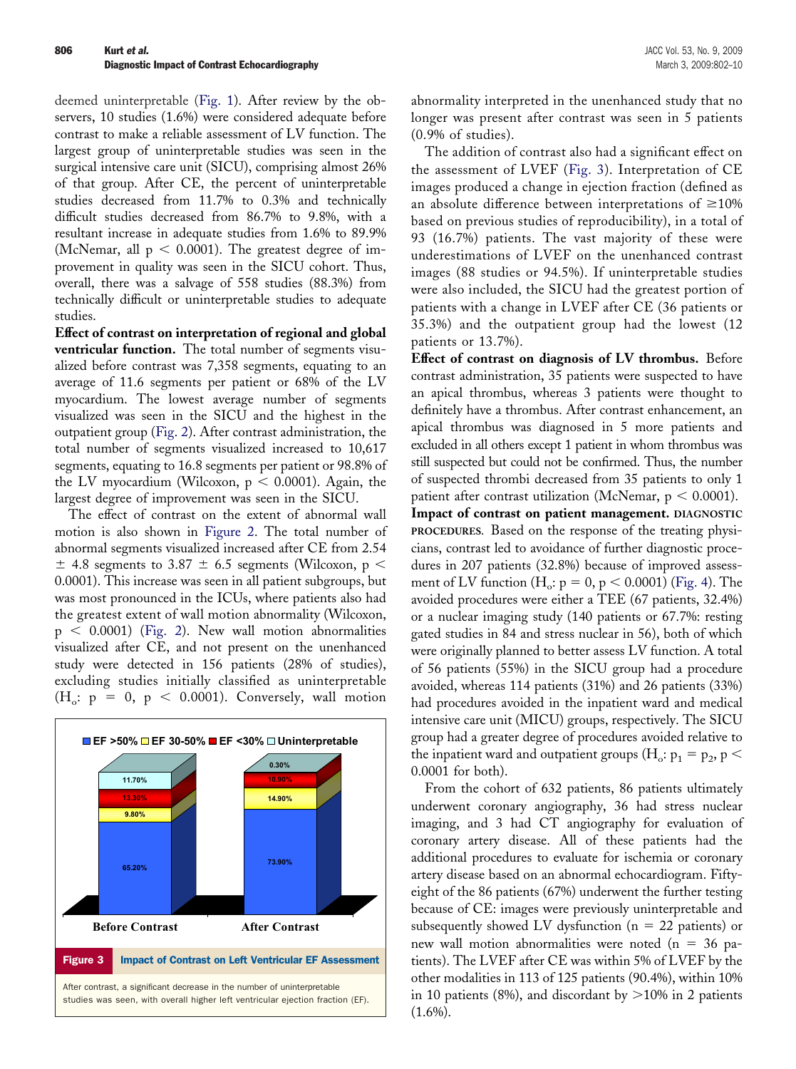deemed uninterpretable (Fig. 1). After review by the observers, 10 studies (1.6%) were considered adequate before contrast to make a reliable assessment of LV function. The largest group of uninterpretable studies was seen in the surgical intensive care unit (SICU), comprising almost 26% of that group. After CE, the percent of uninterpretable studies decreased from 11.7% to 0.3% and technically difficult studies decreased from 86.7% to 9.8%, with a resultant increase in adequate studies from 1.6% to 89.9% (McNemar, all $p < 0.0001$). The greatest degree of improvement in quality was seen in the SICU cohort. Thus, overall, there was a salvage of 558 studies (88.3%) from technically difficult or uninterpretable studies to adequate studies.

**Effect of contrast on interpretation of regional and global ventricular function.** The total number of segments visualized before contrast was 7,358 segments, equating to an average of 11.6 segments per patient or 68% of the LV myocardium. The lowest average number of segments visualized was seen in the SICU and the highest in the outpatient group (Fig. 2). After contrast administration, the total number of segments visualized increased to 10,617 segments, equating to 16.8 segments per patient or 98.8% of the LV myocardium (Wilcoxon, $p < 0.0001$). Again, the largest degree of improvement was seen in the SICU.

The effect of contrast on the extent of abnormal wall motion is also shown in Figure 2. The total number of abnormal segments visualized increased after CE from $2.54 \pm 4.8$ segments to $3.87 \pm 6.5$ segments (Wilcoxon, $p < 0.0001$). This increase was seen in all patient subgroups, but was most pronounced in the ICUs, where patients also had the greatest extent of wall motion abnormality (Wilcoxon, $p < 0.0001$) (Fig. 2). New wall motion abnormalities visualized after CE, and not present on the unenhanced study were detected in 156 patients (28% of studies), excluding studies initially classified as uninterpretable ($H_o$: p = 0, $p < 0.0001$). Conversely, wall motion abnormality interpreted in the unenhanced study that no longer was present after contrast was seen in 5 patients (0.9% of studies).

The addition of contrast also had a significant effect on the assessment of LVEF (Fig. 3). Interpretation of CE images produced a change in ejection fraction (defined as an absolute difference between interpretations of ≥10% based on previous studies of reproducibility), in a total of 93 (16.7%) patients. The vast majority of these were underestimations of LVEF on the unenhanced contrast images (88 studies or 94.5%). If uninterpretable studies were also included, the SICU had the greatest portion of patients with a change in LVEF after CE (36 patients or 35.3%) and the outpatient group had the lowest (12 patients or 13.7%).

**Effect of contrast on diagnosis of LV thrombus.** Before contrast administration, 35 patients were suspected to have an apical thrombus, whereas 3 patients were thought to definitely have a thrombus. After contrast enhancement, an apical thrombus was diagnosed in 5 more patients and excluded in all others except 1 patient in whom thrombus was still suspected but could not be confirmed. Thus, the number of suspected thrombi decreased from 35 patients to only 1 patient after contrast utilization (McNemar, $p < 0.0001$).

**Impact of contrast on patient management.** DIAGNOSTIC PROCEDURES. Based on the response of the treating physicians, contrast led to avoidance of further diagnostic procedures in 207 patients (32.8%) because of improved assessment of LV function ($H_o$: p = 0, $p < 0.0001$) (Fig. 4). The avoided procedures were either a TEE (67 patients, 32.4%) or a nuclear imaging study (140 patients or 67.7%: resting gated studies in 84 and stress nuclear in 56), both of which were originally planned to better assess LV function. A total of 56 patients (55%) in the SICU group had a procedure avoided, whereas 114 patients (31%) and 26 patients (33%) had procedures avoided in the inpatient ward and medical intensive care unit (MICU) groups, respectively. The SICU group had a greater degree of procedures avoided relative to the inpatient ward and outpatient groups ($H_o$: $p_1 = p_2$, $p < 0.0001$ for both).

From the cohort of 632 patients, 86 patients ultimately underwent coronary angiography, 36 had stress nuclear imaging, and 3 had CT angiography for evaluation of coronary artery disease. All of these patients had the additional procedures to evaluate for ischemia or coronary artery disease based on an abnormal echocardiogram. Fifty-eight of the 86 patients (67%) underwent the further testing because of CE: images were previously uninterpretable and subsequently showed LV dysfunction (n = 22 patients) or new wall motion abnormalities were noted (n = 36 patients). The LVEF after CE was within 5% of LVEF by the other modalities in 113 of 125 patients (90.4%), within 10% in 10 patients (8%), and discordant by >10% in 2 patients (1.6%).

EF >50% EF 30-50% EF <30% Uninterpretable

Before Contrast: 11.70%, 13.30%, 9.80%, 65.20%

After Contrast: 0.30%, 10.90%, 14.90%, 73.90%

**Figure 3** Impact of Contrast on Left Ventricular EF Assessment

After contrast, a significant decrease in the number of uninterpretable studies was seen, with overall higher left ventricular ejection fraction (EF).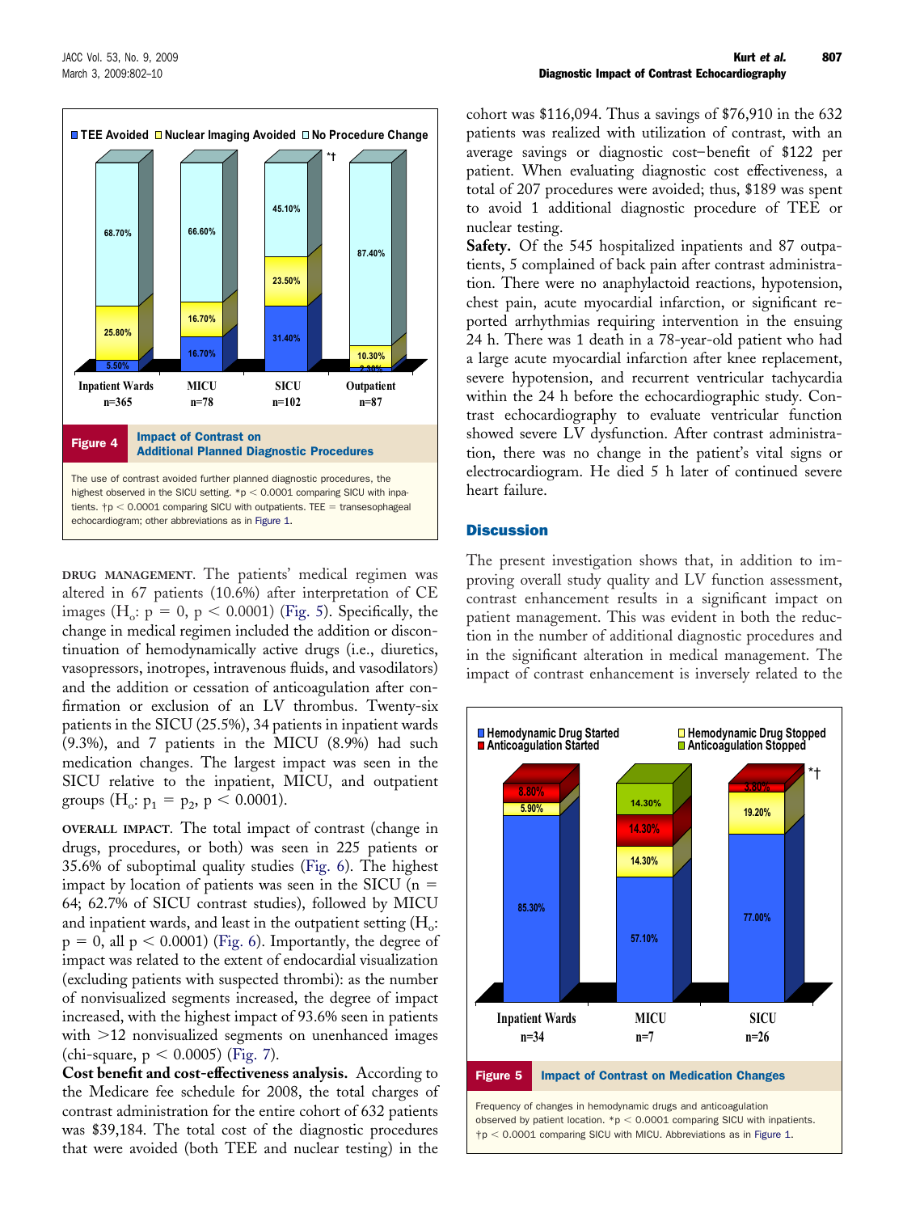■ TEE Avoided □ Nuclear Imaging Avoided □ No Procedure Change

*†

68.70%
25.80%
5.50%
66.60%
16.70%
16.70%
45.10%
23.50%
31.40%
87.40%
10.30%
2.30%

Inpatient Wards
n=365

MICU
n=78

SICU
n=102

Outpatient
n=87

**Figure 4** **Impact of Contrast on Additional Planned Diagnostic Procedures**

The use of contrast avoided further planned diagnostic procedures, the highest observed in the SICU setting. *$p < 0.0001$ comparing SICU with inpatients. †$p < 0.0001$ comparing SICU with outpatients. TEE = transesophageal echocardiogram; other abbreviations as in Figure 1.

**DRUG MANAGEMENT.** The patients' medical regimen was altered in 67 patients (10.6%) after interpretation of CE images ($H_o$: $p = 0$, $p < 0.0001$) (Fig. 5). Specifically, the change in medical regimen included the addition or discontinuation of hemodynamically active drugs (i.e., diuretics, vasopressors, inotropes, intravenous fluids, and vasodilators) and the addition or cessation of anticoagulation after confirmation or exclusion of an LV thrombus. Twenty-six patients in the SICU (25.5%), 34 patients in inpatient wards (9.3%), and 7 patients in the MICU (8.9%) had such medication changes. The largest impact was seen in the SICU relative to the inpatient, MICU, and outpatient groups ($H_o$: $p_1 = p_2$, $p < 0.0001$).

**OVERALL IMPACT.** The total impact of contrast (change in drugs, procedures, or both) was seen in 225 patients or 35.6% of suboptimal quality studies (Fig. 6). The highest impact by location of patients was seen in the SICU (n = 64; 62.7% of SICU contrast studies), followed by MICU and inpatient wards, and least in the outpatient setting ($H_o$: $p = 0$, all $p < 0.0001$) (Fig. 6). Importantly, the degree of impact was related to the extent of endocardial visualization (excluding patients with suspected thrombi): as the number of nonvisualized segments increased, the degree of impact increased, with the highest impact of 93.6% seen in patients with >12 nonvisualized segments on unenhanced images (chi-square, $p < 0.0005$) (Fig. 7).

**Cost benefit and cost-effectiveness analysis.** According to the Medicare fee schedule for 2008, the total charges of contrast administration for the entire cohort of 632 patients was $39,184. The total cost of the diagnostic procedures that were avoided (both TEE and nuclear testing) in the cohort was $116,094. Thus a savings of $76,910 in the 632 patients was realized with utilization of contrast, with an average savings or diagnostic cost–benefit of $122 per patient. When evaluating diagnostic cost effectiveness, a total of 207 procedures were avoided; thus, $189 was spent to avoid 1 additional diagnostic procedure of TEE or nuclear testing.

**Safety.** Of the 545 hospitalized inpatients and 87 outpatients, 5 complained of back pain after contrast administration. There were no anaphylactoid reactions, hypotension, chest pain, acute myocardial infarction, or significant reported arrhythmias requiring intervention in the ensuing 24 h. There was 1 death in a 78-year-old patient who had a large acute myocardial infarction after knee replacement, severe hypotension, and recurrent ventricular tachycardia within the 24 h before the echocardiographic study. Contrast echocardiography to evaluate ventricular function showed severe LV dysfunction. After contrast administration, there was no change in the patient's vital signs or electrocardiogram. He died 5 h later of continued severe heart failure.

## Discussion

The present investigation shows that, in addition to improving overall study quality and LV function assessment, contrast enhancement results in a significant impact on patient management. This was evident in both the reduction in the number of additional diagnostic procedures and in the significant alteration in medical management. The impact of contrast enhancement is inversely related to the

■ Hemodynamic Drug Started ■ Anticoagulation Started □ Hemodynamic Drug Stopped ■ Anticoagulation Stopped

*†

8.80%
5.90%
85.30%
14.30%
14.30%
14.30%
57.10%
3.80%
19.20%
77.00%

Inpatient Wards
n=34

MICU
n=7

SICU
n=26

**Figure 5** **Impact of Contrast on Medication Changes**

Frequency of changes in hemodynamic drugs and anticoagulation observed by patient location. *$p < 0.0001$ comparing SICU with inpatients. †$p < 0.0001$ comparing SICU with MICU. Abbreviations as in Figure 1.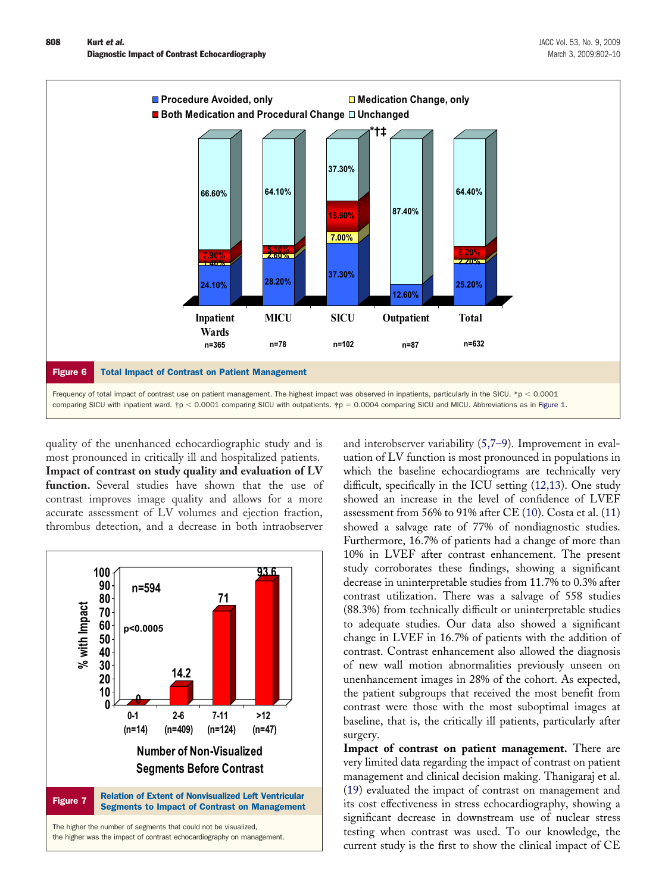Procedure Avoided, only
Medication Change, only
Both Medication and Procedural Change
Unchanged

*†‡

Inpatient Wards n=365: 66.60%, 7.90%, 1.40%, 24.10%
MICU n=78: 64.10%, 5.10%, 2.60%, 28.20%
SICU n=102: 37.30%, 18.60%, 7.00%, 37.30%
Outpatient n=87: 87.40%, 12.60%
Total n=632: 64.40%, 8.20%, 2.20%, 25.20%

**Figure 6** **Total Impact of Contrast on Patient Management**

Frequency of total impact of contrast use on patient management. The highest impact was observed in inpatients, particularly in the SICU. *p < 0.0001 comparing SICU with inpatient ward. †p < 0.0001 comparing SICU with outpatients. ‡p = 0.0004 comparing SICU and MICU. Abbreviations as in Figure 1.

quality of the unenhanced echocardiographic study and is most pronounced in critically ill and hospitalized patients.

**Impact of contrast on study quality and evaluation of LV function.** Several studies have shown that the use of contrast improves image quality and allows for a more accurate assessment of LV volumes and ejection fraction, thrombus detection, and a decrease in both intraobserver and interobserver variability (5,7–9). Improvement in evaluation of LV function is most pronounced in populations in which the baseline echocardiograms are technically very difficult, specifically in the ICU setting (12,13). One study showed an increase in the level of confidence of LVEF assessment from 56% to 91% after CE (10). Costa et al. (11) showed a salvage rate of 77% of nondiagnostic studies. Furthermore, 16.7% of patients had a change of more than 10% in LVEF after contrast enhancement. The present study corroborates these findings, showing a significant decrease in uninterpretable studies from 11.7% to 0.3% after contrast utilization. There was a salvage of 558 studies (88.3%) from technically difficult or uninterpretable studies to adequate studies. Our data also showed a significant change in LVEF in 16.7% of patients with the addition of contrast. Contrast enhancement also allowed the diagnosis of new wall motion abnormalities previously unseen on unenhancement images in 28% of the cohort. As expected, the patient subgroups that received the most benefit from contrast were those with the most suboptimal images at baseline, that is, the critically ill patients, particularly after surgery.

% with Impact
n=594
p<0.0005
0-1 (n=14): 0
2-6 (n=409): 14.2
7-11 (n=124): 71
>12 (n=47): 93.6
Number of Non-Visualized Segments Before Contrast

**Figure 7** **Relation of Extent of Nonvisualized Left Ventricular Segments to Impact of Contrast on Management**

The higher the number of segments that could not be visualized, the higher was the impact of contrast echocardiography on management.

**Impact of contrast on patient management.** There are very limited data regarding the impact of contrast on patient management and clinical decision making. Thanigaraj et al. (19) evaluated the impact of contrast on management and its cost effectiveness in stress echocardiography, showing a significant decrease in downstream use of nuclear stress testing when contrast was used. To our knowledge, the current study is the first to show the clinical impact of CE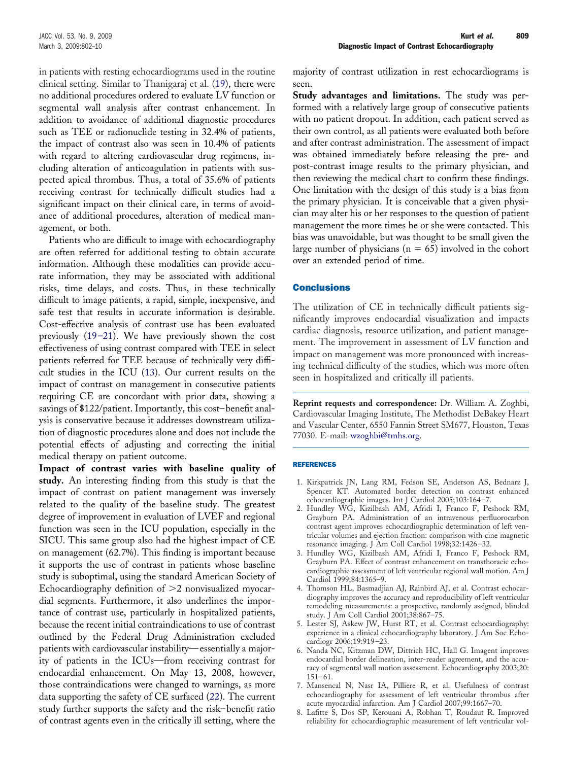in patients with resting echocardiograms used in the routine clinical setting. Similar to Thanigaraj et al. (19), there were no additional procedures ordered to evaluate LV function or segmental wall analysis after contrast enhancement. In addition to avoidance of additional diagnostic procedures such as TEE or radionuclide testing in 32.4% of patients, the impact of contrast also was seen in 10.4% of patients with regard to altering cardiovascular drug regimens, including alteration of anticoagulation in patients with suspected apical thrombus. Thus, a total of 35.6% of patients receiving contrast for technically difficult studies had a significant impact on their clinical care, in terms of avoidance of additional procedures, alteration of medical management, or both.

Patients who are difficult to image with echocardiography are often referred for additional testing to obtain accurate information. Although these modalities can provide accurate information, they may be associated with additional risks, time delays, and costs. Thus, in these technically difficult to image patients, a rapid, simple, inexpensive, and safe test that results in accurate information is desirable. Cost-effective analysis of contrast use has been evaluated previously (19–21). We have previously shown the cost effectiveness of using contrast compared with TEE in select patients referred for TEE because of technically very difficult studies in the ICU (13). Our current results on the impact of contrast on management in consecutive patients requiring CE are concordant with prior data, showing a savings of $122/patient. Importantly, this cost–benefit analysis is conservative because it addresses downstream utilization of diagnostic procedures alone and does not include the potential effects of adjusting and correcting the initial medical therapy on patient outcome.

**Impact of contrast varies with baseline quality of study.** An interesting finding from this study is that the impact of contrast on patient management was inversely related to the quality of the baseline study. The greatest degree of improvement in evaluation of LVEF and regional function was seen in the ICU population, especially in the SICU. This same group also had the highest impact of CE on management (62.7%). This finding is important because it supports the use of contrast in patients whose baseline study is suboptimal, using the standard American Society of Echocardiography definition of >2 nonvisualized myocardial segments. Furthermore, it also underlines the importance of contrast use, particularly in hospitalized patients, because the recent initial contraindications to use of contrast outlined by the Federal Drug Administration excluded patients with cardiovascular instability—essentially a majority of patients in the ICUs—from receiving contrast for endocardial enhancement. On May 13, 2008, however, those contraindications were changed to warnings, as more data supporting the safety of CE surfaced (22). The current study further supports the safety and the risk–benefit ratio of contrast agents even in the critically ill setting, where the majority of contrast utilization in rest echocardiograms is seen.

**Study advantages and limitations.** The study was performed with a relatively large group of consecutive patients with no patient dropout. In addition, each patient served as their own control, as all patients were evaluated both before and after contrast administration. The assessment of impact was obtained immediately before releasing the pre- and post-contrast image results to the primary physician, and then reviewing the medical chart to confirm these findings. One limitation with the design of this study is a bias from the primary physician. It is conceivable that a given physician may alter his or her responses to the question of patient management the more times he or she were contacted. This bias was unavoidable, but was thought to be small given the large number of physicians (n = 65) involved in the cohort over an extended period of time.

## Conclusions

The utilization of CE in technically difficult patients significantly improves endocardial visualization and impacts cardiac diagnosis, resource utilization, and patient management. The improvement in assessment of LV function and impact on management was more pronounced with increasing technical difficulty of the studies, which was more often seen in hospitalized and critically ill patients.

**Reprint requests and correspondence:** Dr. William A. Zoghbi, Cardiovascular Imaging Institute, The Methodist DeBakey Heart and Vascular Center, 6550 Fannin Street SM677, Houston, Texas 77030. E-mail: wzoghbi@tmhs.org.

## REFERENCES

1. Kirkpatrick JN, Lang RM, Fedson SE, Anderson AS, Bednarz J, Spencer KT. Automated border detection on contrast enhanced echocardiographic images. Int J Cardiol 2005;103:164–7.
2. Hundley WG, Kizilbash AM, Afridi I, Franco F, Peshock RM, Grayburn PA. Administration of an intravenous perfluorocarbon contrast agent improves echocardiographic determination of left ventricular volumes and ejection fraction: comparison with cine magnetic resonance imaging. J Am Coll Cardiol 1998;32:1426–32.
3. Hundley WG, Kizilbash AM, Afridi I, Franco F, Peshock RM, Grayburn PA. Effect of contrast enhancement on transthoracic echocardiographic assessment of left ventricular regional wall motion. Am J Cardiol 1999;84:1365–9.
4. Thomson HL, Basmadjian AJ, Rainbird AJ, et al. Contrast echocardiography improves the accuracy and reproducibility of left ventricular remodeling measurements: a prospective, randomly assigned, blinded study. J Am Coll Cardiol 2001;38:867–75.
5. Lester SJ, Askew JW, Hurst RT, et al. Contrast echocardiography: experience in a clinical echocardiography laboratory. J Am Soc Echocardiogr 2006;19:919–23.
6. Nanda NC, Kitzman DW, Dittrich HC, Hall G. Imagent improves endocardial border delineation, inter-reader agreement, and the accuracy of segmental wall motion assessment. Echocardiography 2003;20:151–61.
7. Mansencal N, Nasr IA, Pilliere R, et al. Usefulness of contrast echocardiography for assessment of left ventricular thrombus after acute myocardial infarction. Am J Cardiol 2007;99:1667–70.
8. Lafitte S, Dos SP, Kerouani A, Robhan T, Roudaut R. Improved reliability for echocardiographic measurement of left ventricular vol-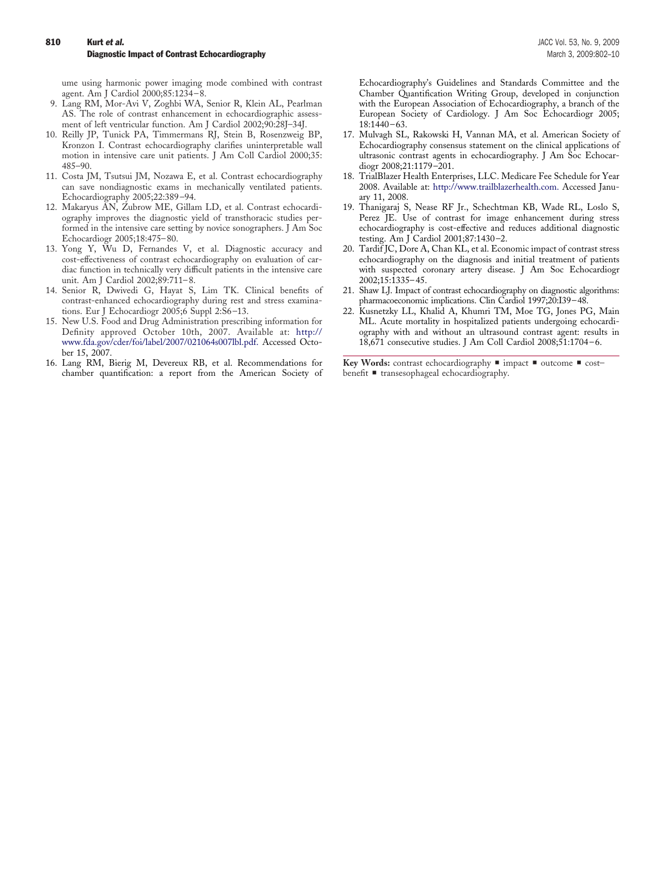ume using harmonic power imaging mode combined with contrast agent. Am J Cardiol 2000;85:1234–8.

9. Lang RM, Mor-Avi V, Zoghbi WA, Senior R, Klein AL, Pearlman AS. The role of contrast enhancement in echocardiographic assessment of left ventricular function. Am J Cardiol 2002;90:28J–34J.
10. Reilly JP, Tunick PA, Timmermans RJ, Stein B, Rosenzweig BP, Kronzon I. Contrast echocardiography clarifies uninterpretable wall motion in intensive care unit patients. J Am Coll Cardiol 2000;35: 485–90.
11. Costa JM, Tsutsui JM, Nozawa E, et al. Contrast echocardiography can save nondiagnostic exams in mechanically ventilated patients. Echocardiography 2005;22:389–94.
12. Makaryus AN, Zubrow ME, Gillam LD, et al. Contrast echocardiography improves the diagnostic yield of transthoracic studies performed in the intensive care setting by novice sonographers. J Am Soc Echocardiogr 2005;18:475–80.
13. Yong Y, Wu D, Fernandes V, et al. Diagnostic accuracy and cost-effectiveness of contrast echocardiography on evaluation of cardiac function in technically very difficult patients in the intensive care unit. Am J Cardiol 2002;89:711–8.
14. Senior R, Dwivedi G, Hayat S, Lim TK. Clinical benefits of contrast-enhanced echocardiography during rest and stress examinations. Eur J Echocardiogr 2005;6 Suppl 2:S6–13.
15. New U.S. Food and Drug Administration prescribing information for Definity approved October 10th, 2007. Available at: http://www.fda.gov/cder/foi/label/2007/021064s007lbl.pdf. Accessed October 15, 2007.
16. Lang RM, Bierig M, Devereux RB, et al. Recommendations for chamber quantification: a report from the American Society of Echocardiography's Guidelines and Standards Committee and the Chamber Quantification Writing Group, developed in conjunction with the European Association of Echocardiography, a branch of the European Society of Cardiology. J Am Soc Echocardiogr 2005; 18:1440–63.
17. Mulvagh SL, Rakowski H, Vannan MA, et al. American Society of Echocardiography consensus statement on the clinical applications of ultrasonic contrast agents in echocardiography. J Am Soc Echocardiogr 2008;21:1179–201.
18. TrialBlazer Health Enterprises, LLC. Medicare Fee Schedule for Year 2008. Available at: http://www.trailblazerhealth.com. Accessed January 11, 2008.
19. Thanigaraj S, Nease RF Jr., Schechtman KB, Wade RL, Loslo S, Perez JE. Use of contrast for image enhancement during stress echocardiography is cost-effective and reduces additional diagnostic testing. Am J Cardiol 2001;87:1430–2.
20. Tardif JC, Dore A, Chan KL, et al. Economic impact of contrast stress echocardiography on the diagnosis and initial treatment of patients with suspected coronary artery disease. J Am Soc Echocardiogr 2002;15:1335–45.
21. Shaw LJ. Impact of contrast echocardiography on diagnostic algorithms: pharmacoeconomic implications. Clin Cardiol 1997;20:I39–48.
22. Kusnetzky LL, Khalid A, Khumri TM, Moe TG, Jones PG, Main ML. Acute mortality in hospitalized patients undergoing echocardiography with and without an ultrasound contrast agent: results in 18,671 consecutive studies. J Am Coll Cardiol 2008;51:1704–6.

**Key Words:** contrast echocardiography ▪ impact ▪ outcome ▪ cost–benefit ▪ transesophageal echocardiography.